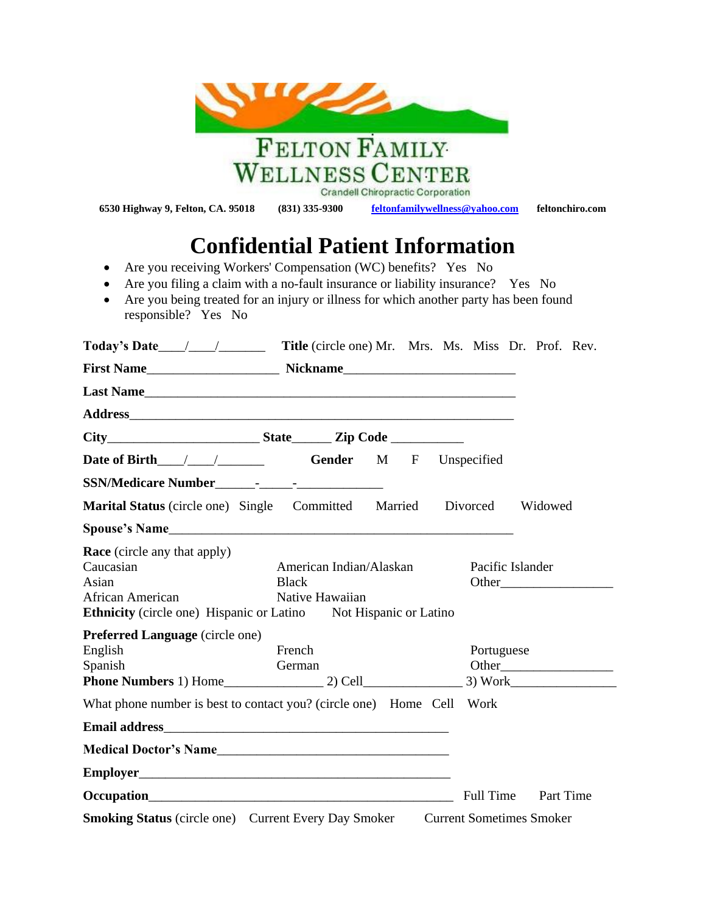FELTON FAMILY WELLNESS CENTER

Crandell Chiropractic Corporation

**6530 Highway 9, Felton, CA. 95018** **(831) 335-9300** **feltonfamilywellness@yahoo.com** **feltonchiro.com**

# Confidential Patient Information

- Are you receiving Workers' Compensation (WC) benefits? Yes No
- Are you filing a claim with a no-fault insurance or liability insurance? Yes No
- Are you being treated for an injury or illness for which another party has been found responsible? Yes No

**Today's Date**____/____/_______ **Title** (circle one) Mr. Mrs. Ms. Miss Dr. Prof. Rev.

**First Name**____________________ **Nickname**_________________________

**Last Name**____________________________________________________________

**Address**______________________________________________________________

**City**_______________________ **State**______ **Zip Code** ___________

**Date of Birth**____/____/_______ **Gender** M F Unspecified

**SSN/Medicare Number**______-_____-_____________

**Marital Status** (circle one) Single Committed Married Divorced Widowed

**Spouse's Name**_______________________________________________________

**Race** (circle any that apply)

Caucasian American Indian/Alaskan Pacific Islander

Asian Black Other_________________

African American Native Hawaiian

**Ethnicity** (circle one) Hispanic or Latino Not Hispanic or Latino

**Preferred Language** (circle one)

English French Portuguese

Spanish German Other_________________

**Phone Numbers** 1) Home_______________ 2) Cell_______________ 3) Work________________

What phone number is best to contact you? (circle one) Home Cell Work

**Email address**_____________________________________________

**Medical Doctor's Name**____________________________________

**Employer**_________________________________________________

**Occupation**_______________________________________________ Full Time Part Time

**Smoking Status** (circle one) Current Every Day Smoker Current Sometimes Smoker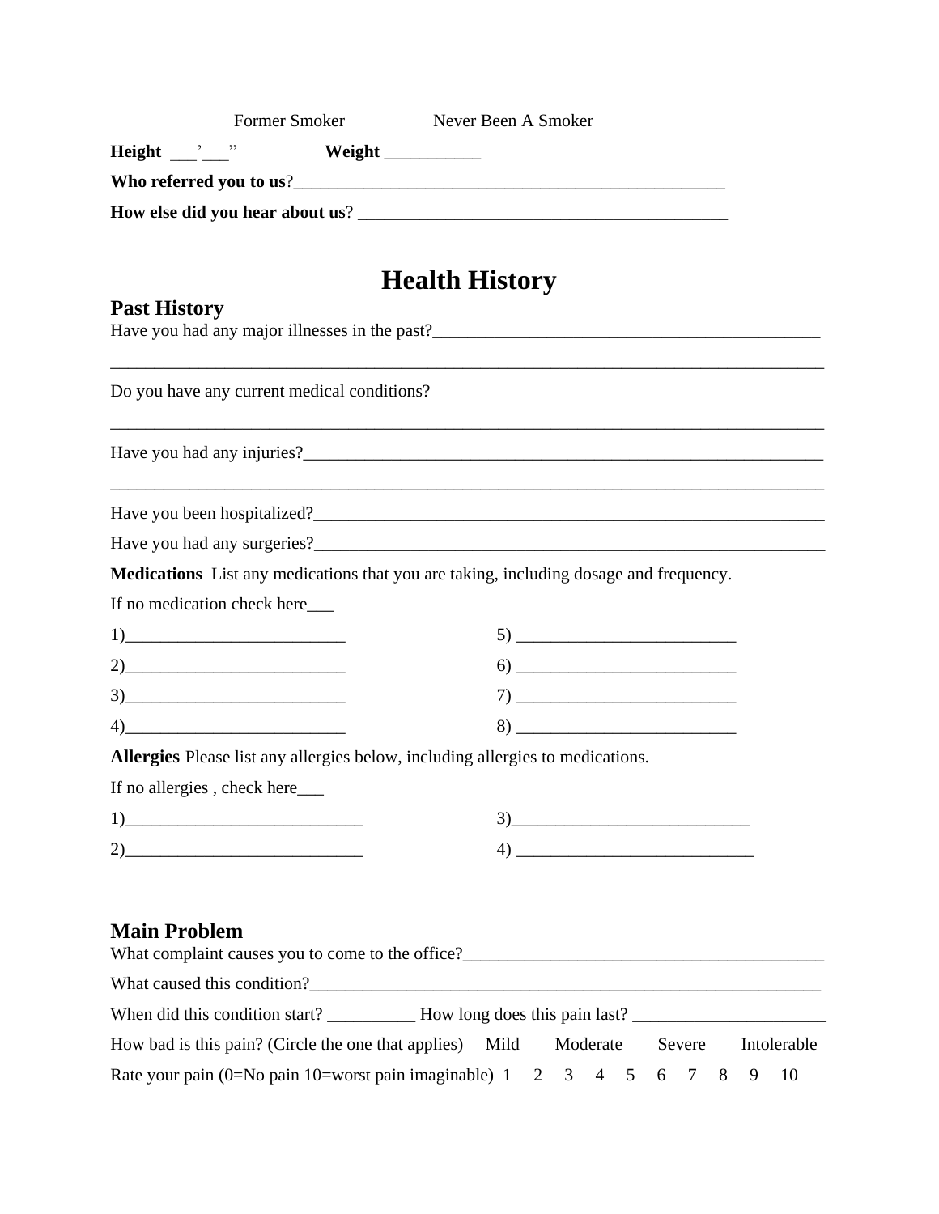Former Smoker Never Been A Smoker

**Height** ___'___" **Weight** ___________

**Who referred you to us**?___________________________________________________

**How else did you hear about us**? __________________________________________

# Health History

## Past History

Have you had any major illnesses in the past?_____________________________________________

_______________________________________________________________________________

Do you have any current medical conditions?

_______________________________________________________________________________

Have you had any injuries?________________________________________________________

_______________________________________________________________________________

Have you been hospitalized?_______________________________________________________

Have you had any surgeries?_______________________________________________________

**Medications** List any medications that you are taking, including dosage and frequency.

If no medication check here___

1)_________________________ 5) _________________________

2)_________________________ 6) _________________________

3)_________________________ 7) _________________________

4)_________________________ 8) _________________________

**Allergies** Please list any allergies below, including allergies to medications.

If no allergies , check here___

1)___________________________ 3)___________________________

2)___________________________ 4) ___________________________

## Main Problem

What complaint causes you to come to the office?__________________________________________

What caused this condition?_____________________________________________________

When did this condition start? __________ How long does this pain last? ______________________

How bad is this pain? (Circle the one that applies) Mild Moderate Severe Intolerable

Rate your pain (0=No pain 10=worst pain imaginable) 1 2 3 4 5 6 7 8 9 10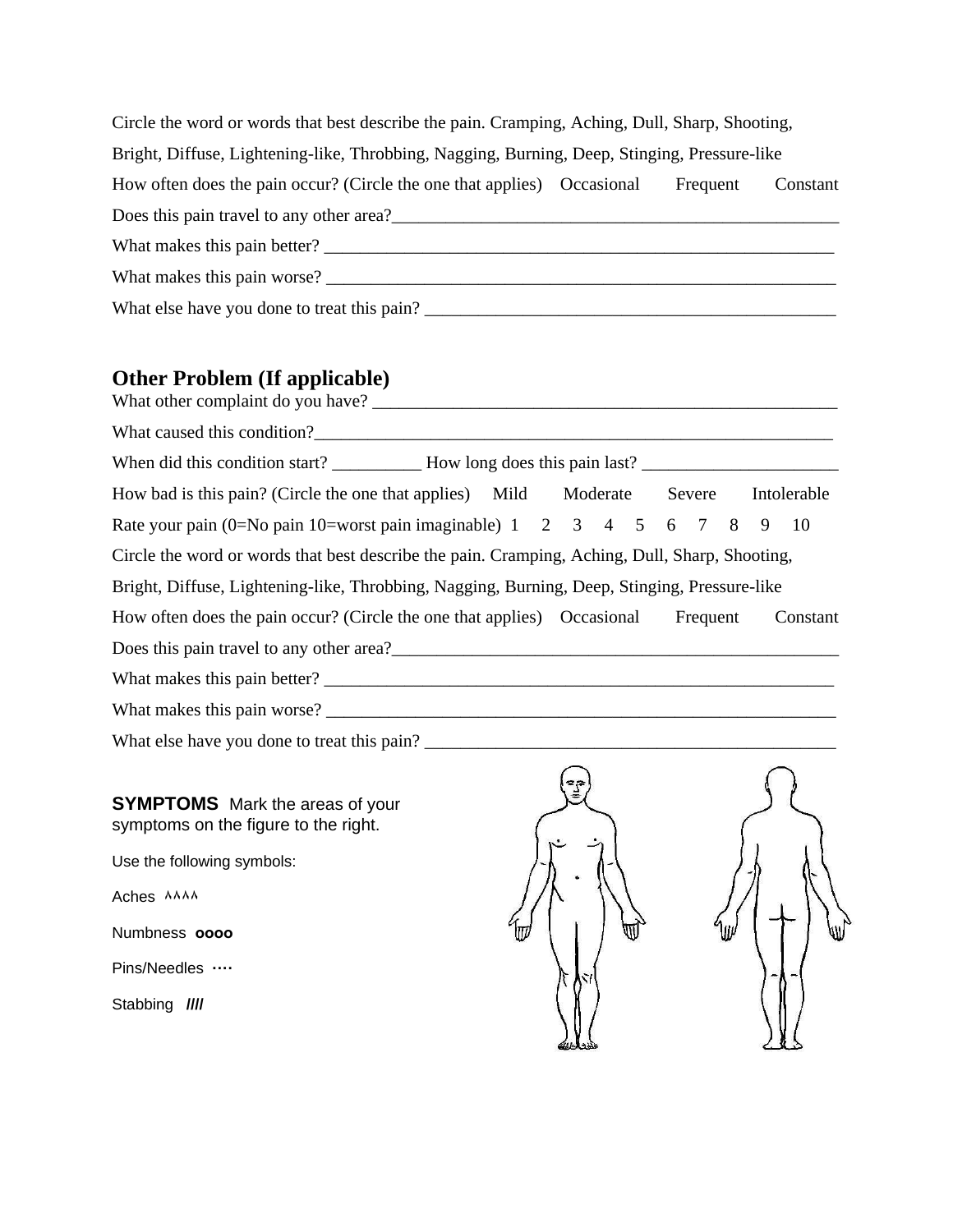Circle the word or words that best describe the pain. Cramping, Aching, Dull, Sharp, Shooting, Bright, Diffuse, Lightening-like, Throbbing, Nagging, Burning, Deep, Stinging, Pressure-like

How often does the pain occur? (Circle the one that applies) Occasional Frequent Constant

Does this pain travel to any other area?______________________________________________________

What makes this pain better? ______________________________________________________________

What makes this pain worse? ______________________________________________________________

What else have you done to treat this pain? ________________________________________________

## Other Problem (If applicable)

What other complaint do you have? ________________________________________________________

What caused this condition?_______________________________________________________________

When did this condition start? __________ How long does this pain last? _______________________

How bad is this pain? (Circle the one that applies) Mild Moderate Severe Intolerable

Rate your pain (0=No pain 10=worst pain imaginable) 1 2 3 4 5 6 7 8 9 10

Circle the word or words that best describe the pain. Cramping, Aching, Dull, Sharp, Shooting, Bright, Diffuse, Lightening-like, Throbbing, Nagging, Burning, Deep, Stinging, Pressure-like

How often does the pain occur? (Circle the one that applies) Occasional Frequent Constant

Does this pain travel to any other area?______________________________________________________

What makes this pain better? ______________________________________________________________

What makes this pain worse? ______________________________________________________________

What else have you done to treat this pain? ________________________________________________

**SYMPTOMS** Mark the areas of your symptoms on the figure to the right.

Use the following symbols:

Aches ^^^^

Numbness oooo

Pins/Needles ····

Stabbing ////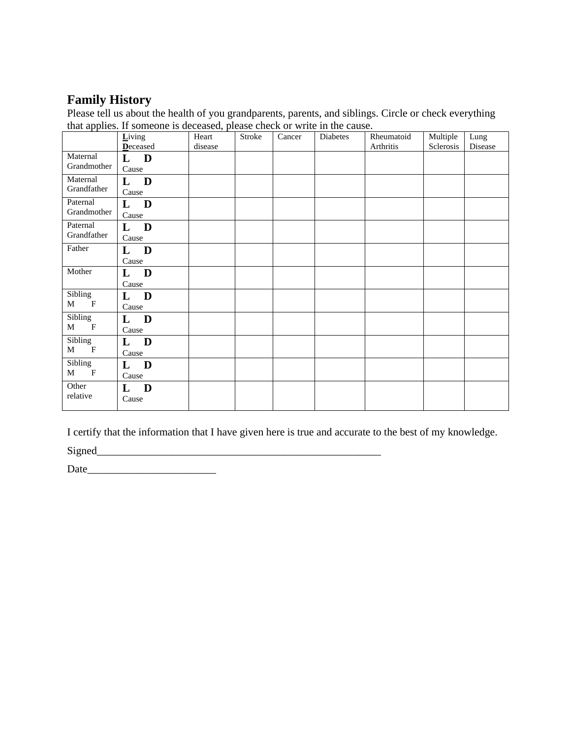## Family History

Please tell us about the health of you grandparents, parents, and siblings. Circle or check everything that applies. If someone is deceased, please check or write in the cause.

| | **L**iving **D**eceased | Heart disease | Stroke | Cancer | Diabetes | Rheumatoid Arthritis | Multiple Sclerosis | Lung Disease |
|---|---|---|---|---|---|---|---|---|
| Maternal Grandmother | **L D** Cause | | | | | | | |
| Maternal Grandfather | **L D** Cause | | | | | | | |
| Paternal Grandmother | **L D** Cause | | | | | | | |
| Paternal Grandfather | **L D** Cause | | | | | | | |
| Father | **L D** Cause | | | | | | | |
| Mother | **L D** Cause | | | | | | | |
| Sibling M F | **L D** Cause | | | | | | | |
| Sibling M F | **L D** Cause | | | | | | | |
| Sibling M F | **L D** Cause | | | | | | | |
| Sibling M F | **L D** Cause | | | | | | | |
| Other relative | **L D** Cause | | | | | | | |

I certify that the information that I have given here is true and accurate to the best of my knowledge.

Signed_______________________________________________________

Date________________________